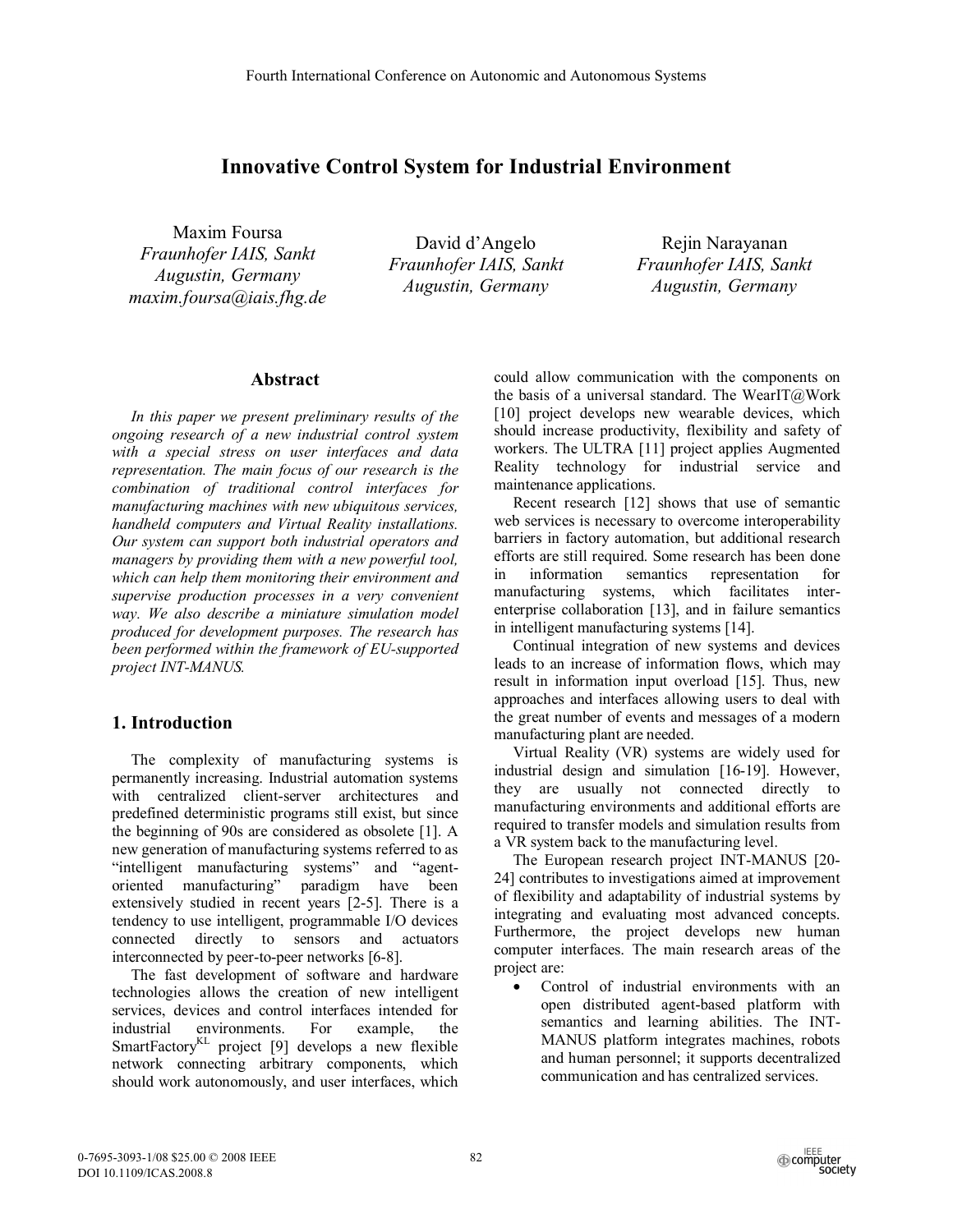# Innovative Control System for Industrial Environment

Maxim Foursa
*Fraunhofer IAIS, Sankt Augustin, Germany*
*maxim.foursa@iais.fhg.de*

David d'Angelo
*Fraunhofer IAIS, Sankt Augustin, Germany*

Rejin Narayanan
*Fraunhofer IAIS, Sankt Augustin, Germany*

## Abstract

*In this paper we present preliminary results of the ongoing research of a new industrial control system with a special stress on user interfaces and data representation. The main focus of our research is the combination of traditional control interfaces for manufacturing machines with new ubiquitous services, handheld computers and Virtual Reality installations. Our system can support both industrial operators and managers by providing them with a new powerful tool, which can help them monitoring their environment and supervise production processes in a very convenient way. We also describe a miniature simulation model produced for development purposes. The research has been performed within the framework of EU-supported project INT-MANUS.*

## 1. Introduction

The complexity of manufacturing systems is permanently increasing. Industrial automation systems with centralized client-server architectures and predefined deterministic programs still exist, but since the beginning of 90s are considered as obsolete [1]. A new generation of manufacturing systems referred to as "intelligent manufacturing systems" and "agent-oriented manufacturing" paradigm have been extensively studied in recent years [2-5]. There is a tendency to use intelligent, programmable I/O devices connected directly to sensors and actuators interconnected by peer-to-peer networks [6-8].

The fast development of software and hardware technologies allows the creation of new intelligent services, devices and control interfaces intended for industrial environments. For example, the SmartFactory[KL] project [9] develops a new flexible network connecting arbitrary components, which should work autonomously, and user interfaces, which could allow communication with the components on the basis of a universal standard. The WearIT@Work [10] project develops new wearable devices, which should increase productivity, flexibility and safety of workers. The ULTRA [11] project applies Augmented Reality technology for industrial service and maintenance applications.

Recent research [12] shows that use of semantic web services is necessary to overcome interoperability barriers in factory automation, but additional research efforts are still required. Some research has been done in information semantics representation for manufacturing systems, which facilitates inter-enterprise collaboration [13], and in failure semantics in intelligent manufacturing systems [14].

Continual integration of new systems and devices leads to an increase of information flows, which may result in information input overload [15]. Thus, new approaches and interfaces allowing users to deal with the great number of events and messages of a modern manufacturing plant are needed.

Virtual Reality (VR) systems are widely used for industrial design and simulation [16-19]. However, they are usually not connected directly to manufacturing environments and additional efforts are required to transfer models and simulation results from a VR system back to the manufacturing level.

The European research project INT-MANUS [20-24] contributes to investigations aimed at improvement of flexibility and adaptability of industrial systems by integrating and evaluating most advanced concepts. Furthermore, the project develops new human computer interfaces. The main research areas of the project are:

- Control of industrial environments with an open distributed agent-based platform with semantics and learning abilities. The INT-MANUS platform integrates machines, robots and human personnel; it supports decentralized communication and has centralized services.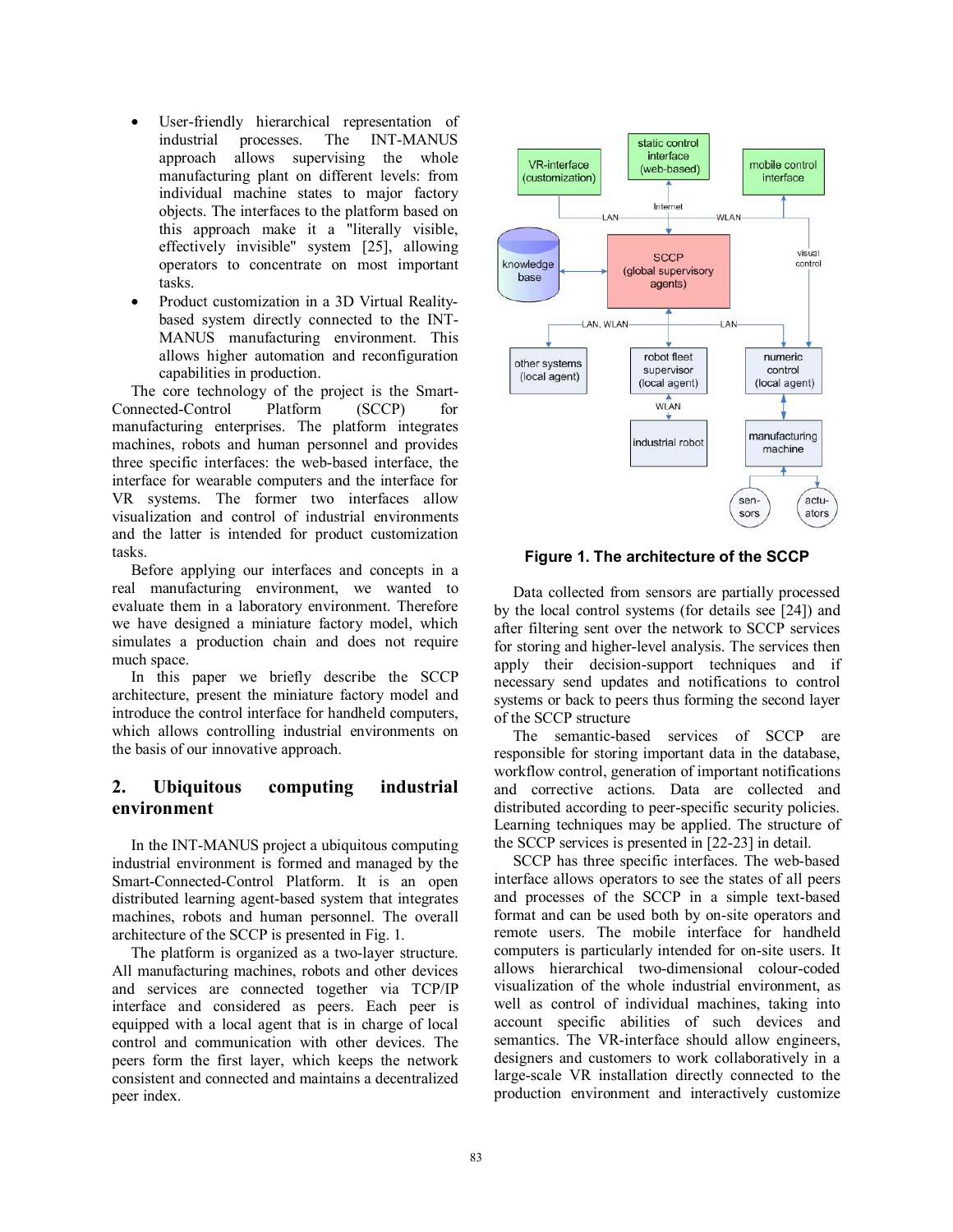- User-friendly hierarchical representation of industrial processes. The INT-MANUS approach allows supervising the whole manufacturing plant on different levels: from individual machine states to major factory objects. The interfaces to the platform based on this approach make it a "literally visible, effectively invisible" system [25], allowing operators to concentrate on most important tasks.
- Product customization in a 3D Virtual Reality-based system directly connected to the INT-MANUS manufacturing environment. This allows higher automation and reconfiguration capabilities in production.

The core technology of the project is the Smart-Connected-Control Platform (SCCP) for manufacturing enterprises. The platform integrates machines, robots and human personnel and provides three specific interfaces: the web-based interface, the interface for wearable computers and the interface for VR systems. The former two interfaces allow visualization and control of industrial environments and the latter is intended for product customization tasks.

Before applying our interfaces and concepts in a real manufacturing environment, we wanted to evaluate them in a laboratory environment. Therefore we have designed a miniature factory model, which simulates a production chain and does not require much space.

In this paper we briefly describe the SCCP architecture, present the miniature factory model and introduce the control interface for handheld computers, which allows controlling industrial environments on the basis of our innovative approach.

## 2. Ubiquitous computing industrial environment

In the INT-MANUS project a ubiquitous computing industrial environment is formed and managed by the Smart-Connected-Control Platform. It is an open distributed learning agent-based system that integrates machines, robots and human personnel. The overall architecture of the SCCP is presented in Fig. 1.

The platform is organized as a two-layer structure. All manufacturing machines, robots and other devices and services are connected together via TCP/IP interface and considered as peers. Each peer is equipped with a local agent that is in charge of local control and communication with other devices. The peers form the first layer, which keeps the network consistent and connected and maintains a decentralized peer index.

**Figure 1. The architecture of the SCCP**

Data collected from sensors are partially processed by the local control systems (for details see [24]) and after filtering sent over the network to SCCP services for storing and higher-level analysis. The services then apply their decision-support techniques and if necessary send updates and notifications to control systems or back to peers thus forming the second layer of the SCCP structure

The semantic-based services of SCCP are responsible for storing important data in the database, workflow control, generation of important notifications and corrective actions. Data are collected and distributed according to peer-specific security policies. Learning techniques may be applied. The structure of the SCCP services is presented in [22-23] in detail.

SCCP has three specific interfaces. The web-based interface allows operators to see the states of all peers and processes of the SCCP in a simple text-based format and can be used both by on-site operators and remote users. The mobile interface for handheld computers is particularly intended for on-site users. It allows hierarchical two-dimensional colour-coded visualization of the whole industrial environment, as well as control of individual machines, taking into account specific abilities of such devices and semantics. The VR-interface should allow engineers, designers and customers to work collaboratively in a large-scale VR installation directly connected to the production environment and interactively customize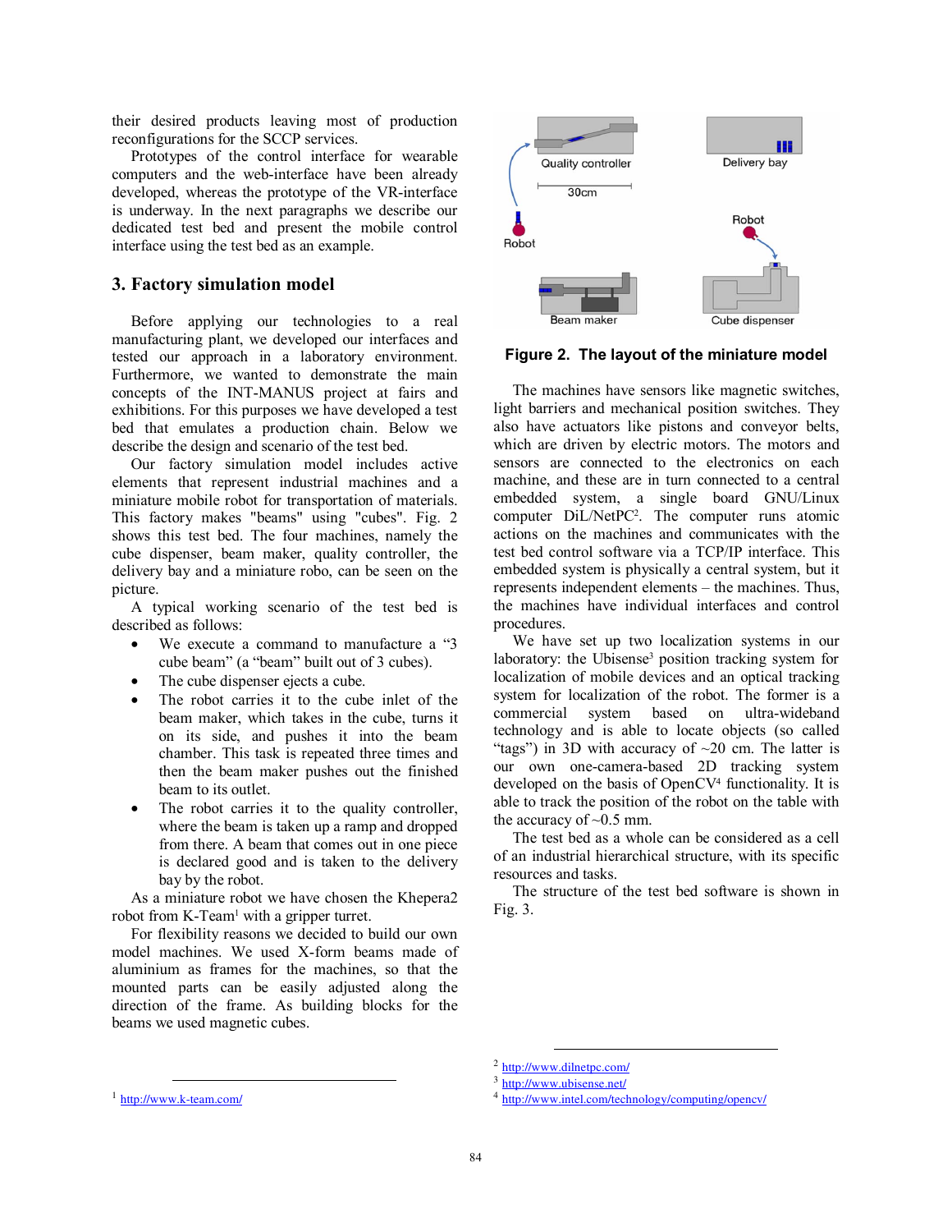their desired products leaving most of production reconfigurations for the SCCP services.

Prototypes of the control interface for wearable computers and the web-interface have been already developed, whereas the prototype of the VR-interface is underway. In the next paragraphs we describe our dedicated test bed and present the mobile control interface using the test bed as an example.

## 3. Factory simulation model

Before applying our technologies to a real manufacturing plant, we developed our interfaces and tested our approach in a laboratory environment. Furthermore, we wanted to demonstrate the main concepts of the INT-MANUS project at fairs and exhibitions. For this purposes we have developed a test bed that emulates a production chain. Below we describe the design and scenario of the test bed.

Our factory simulation model includes active elements that represent industrial machines and a miniature mobile robot for transportation of materials. This factory makes "beams" using "cubes". Fig. 2 shows this test bed. The four machines, namely the cube dispenser, beam maker, quality controller, the delivery bay and a miniature robo, can be seen on the picture.

A typical working scenario of the test bed is described as follows:

- We execute a command to manufacture a "3 cube beam" (a "beam" built out of 3 cubes).
- The cube dispenser ejects a cube.
- The robot carries it to the cube inlet of the beam maker, which takes in the cube, turns it on its side, and pushes it into the beam chamber. This task is repeated three times and then the beam maker pushes out the finished beam to its outlet.
- The robot carries it to the quality controller, where the beam is taken up a ramp and dropped from there. A beam that comes out in one piece is declared good and is taken to the delivery bay by the robot.

As a miniature robot we have chosen the Khepera2 robot from K-Team[1] with a gripper turret.

For flexibility reasons we decided to build our own model machines. We used X-form beams made of aluminium as frames for the machines, so that the mounted parts can be easily adjusted along the direction of the frame. As building blocks for the beams we used magnetic cubes.

Quality controller

30cm

Delivery bay

Robot

Robot

Beam maker

Cube dispenser

**Figure 2. The layout of the miniature model**

The machines have sensors like magnetic switches, light barriers and mechanical position switches. They also have actuators like pistons and conveyor belts, which are driven by electric motors. The motors and sensors are connected to the electronics on each machine, and these are in turn connected to a central embedded system, a single board GNU/Linux computer DiL/NetPC[2]. The computer runs atomic actions on the machines and communicates with the test bed control software via a TCP/IP interface. This embedded system is physically a central system, but it represents independent elements – the machines. Thus, the machines have individual interfaces and control procedures.

We have set up two localization systems in our laboratory: the Ubisense[3] position tracking system for localization of mobile devices and an optical tracking system for localization of the robot. The former is a commercial system based on ultra-wideband technology and is able to locate objects (so called "tags") in 3D with accuracy of ~20 cm. The latter is our own one-camera-based 2D tracking system developed on the basis of OpenCV[4] functionality. It is able to track the position of the robot on the table with the accuracy of ~0.5 mm.

The test bed as a whole can be considered as a cell of an industrial hierarchical structure, with its specific resources and tasks.

The structure of the test bed software is shown in Fig. 3.

---

[1] http://www.k-team.com/

[2] http://www.dilnetpc.com/

[3] http://www.ubisense.net/

[4] http://www.intel.com/technology/computing/opencv/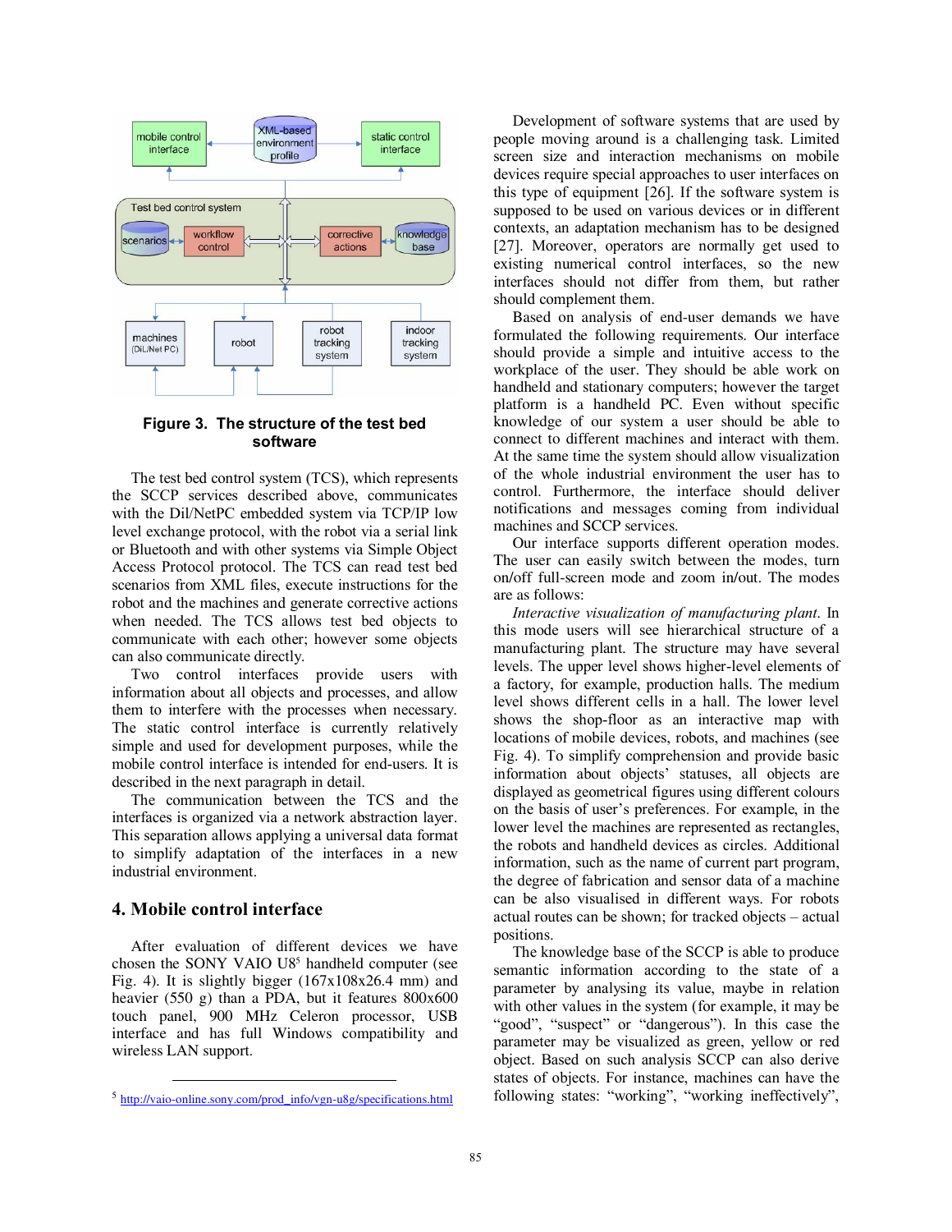mobile control interface

XML-based environment profile

static control interface

Test bed control system

scenarios

workflow control

corrective actions

knowledge base

machines (DiL/Net PC)

robot

robot tracking system

indoor tracking system

**Figure 3. The structure of the test bed software**

The test bed control system (TCS), which represents the SCCP services described above, communicates with the Dil/NetPC embedded system via TCP/IP low level exchange protocol, with the robot via a serial link or Bluetooth and with other systems via Simple Object Access Protocol protocol. The TCS can read test bed scenarios from XML files, execute instructions for the robot and the machines and generate corrective actions when needed. The TCS allows test bed objects to communicate with each other; however some objects can also communicate directly.

Two control interfaces provide users with information about all objects and processes, and allow them to interfere with the processes when necessary. The static control interface is currently relatively simple and used for development purposes, while the mobile control interface is intended for end-users. It is described in the next paragraph in detail.

The communication between the TCS and the interfaces is organized via a network abstraction layer. This separation allows applying a universal data format to simplify adaptation of the interfaces in a new industrial environment.

## 4. Mobile control interface

After evaluation of different devices we have chosen the SONY VAIO U8[5] handheld computer (see Fig. 4). It is slightly bigger (167x108x26.4 mm) and heavier (550 g) than a PDA, but it features 800x600 touch panel, 900 MHz Celeron processor, USB interface and has full Windows compatibility and wireless LAN support.

[5] http://vaio-online.sony.com/prod_info/vgn-u8g/specifications.html

Development of software systems that are used by people moving around is a challenging task. Limited screen size and interaction mechanisms on mobile devices require special approaches to user interfaces on this type of equipment [26]. If the software system is supposed to be used on various devices or in different contexts, an adaptation mechanism has to be designed [27]. Moreover, operators are normally get used to existing numerical control interfaces, so the new interfaces should not differ from them, but rather should complement them.

Based on analysis of end-user demands we have formulated the following requirements. Our interface should provide a simple and intuitive access to the workplace of the user. They should be able work on handheld and stationary computers; however the target platform is a handheld PC. Even without specific knowledge of our system a user should be able to connect to different machines and interact with them. At the same time the system should allow visualization of the whole industrial environment the user has to control. Furthermore, the interface should deliver notifications and messages coming from individual machines and SCCP services.

Our interface supports different operation modes. The user can easily switch between the modes, turn on/off full-screen mode and zoom in/out. The modes are as follows:

*Interactive visualization of manufacturing plant.* In this mode users will see hierarchical structure of a manufacturing plant. The structure may have several levels. The upper level shows higher-level elements of a factory, for example, production halls. The medium level shows different cells in a hall. The lower level shows the shop-floor as an interactive map with locations of mobile devices, robots, and machines (see Fig. 4). To simplify comprehension and provide basic information about objects' statuses, all objects are displayed as geometrical figures using different colours on the basis of user's preferences. For example, in the lower level the machines are represented as rectangles, the robots and handheld devices as circles. Additional information, such as the name of current part program, the degree of fabrication and sensor data of a machine can be also visualised in different ways. For robots actual routes can be shown; for tracked objects – actual positions.

The knowledge base of the SCCP is able to produce semantic information according to the state of a parameter by analysing its value, maybe in relation with other values in the system (for example, it may be "good", "suspect" or "dangerous"). In this case the parameter may be visualized as green, yellow or red object. Based on such analysis SCCP can also derive states of objects. For instance, machines can have the following states: "working", "working ineffectively",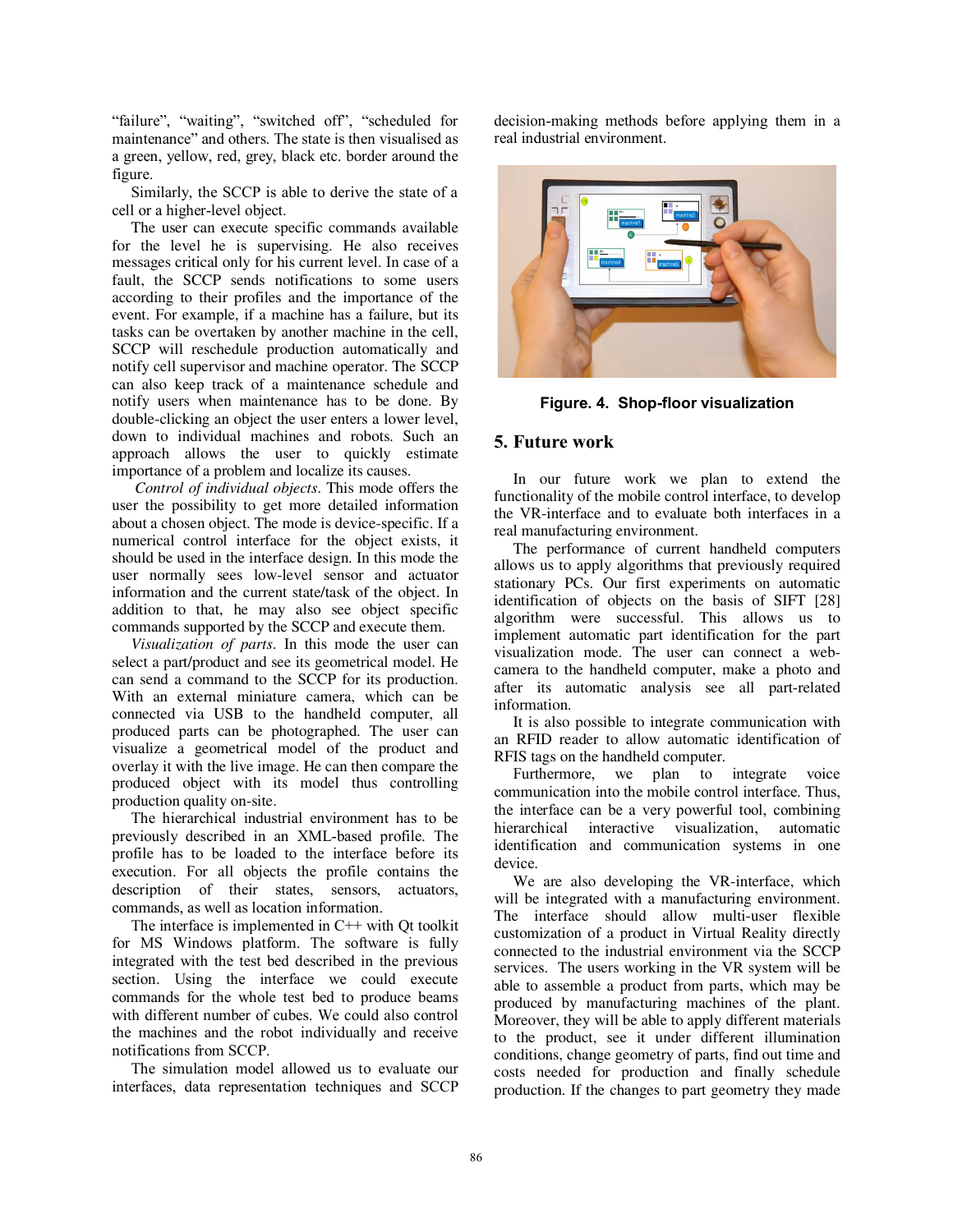“failure”, “waiting”, “switched off”, “scheduled for maintenance” and others. The state is then visualised as a green, yellow, red, grey, black etc. border around the figure.

Similarly, the SCCP is able to derive the state of a cell or a higher-level object.

The user can execute specific commands available for the level he is supervising. He also receives messages critical only for his current level. In case of a fault, the SCCP sends notifications to some users according to their profiles and the importance of the event. For example, if a machine has a failure, but its tasks can be overtaken by another machine in the cell, SCCP will reschedule production automatically and notify cell supervisor and machine operator. The SCCP can also keep track of a maintenance schedule and notify users when maintenance has to be done. By double-clicking an object the user enters a lower level, down to individual machines and robots. Such an approach allows the user to quickly estimate importance of a problem and localize its causes.

*Control of individual objects*. This mode offers the user the possibility to get more detailed information about a chosen object. The mode is device-specific. If a numerical control interface for the object exists, it should be used in the interface design. In this mode the user normally sees low-level sensor and actuator information and the current state/task of the object. In addition to that, he may also see object specific commands supported by the SCCP and execute them.

*Visualization of parts*. In this mode the user can select a part/product and see its geometrical model. He can send a command to the SCCP for its production. With an external miniature camera, which can be connected via USB to the handheld computer, all produced parts can be photographed. The user can visualize a geometrical model of the product and overlay it with the live image. He can then compare the produced object with its model thus controlling production quality on-site.

The hierarchical industrial environment has to be previously described in an XML-based profile. The profile has to be loaded to the interface before its execution. For all objects the profile contains the description of their states, sensors, actuators, commands, as well as location information.

The interface is implemented in C++ with Qt toolkit for MS Windows platform. The software is fully integrated with the test bed described in the previous section. Using the interface we could execute commands for the whole test bed to produce beams with different number of cubes. We could also control the machines and the robot individually and receive notifications from SCCP.

The simulation model allowed us to evaluate our interfaces, data representation techniques and SCCP decision-making methods before applying them in a real industrial environment.

**Figure. 4. Shop-floor visualization**

## 5. Future work

In our future work we plan to extend the functionality of the mobile control interface, to develop the VR-interface and to evaluate both interfaces in a real manufacturing environment.

The performance of current handheld computers allows us to apply algorithms that previously required stationary PCs. Our first experiments on automatic identification of objects on the basis of SIFT [28] algorithm were successful. This allows us to implement automatic part identification for the part visualization mode. The user can connect a web-camera to the handheld computer, make a photo and after its automatic analysis see all part-related information.

It is also possible to integrate communication with an RFID reader to allow automatic identification of RFIS tags on the handheld computer.

Furthermore, we plan to integrate voice communication into the mobile control interface. Thus, the interface can be a very powerful tool, combining hierarchical interactive visualization, automatic identification and communication systems in one device.

We are also developing the VR-interface, which will be integrated with a manufacturing environment. The interface should allow multi-user flexible customization of a product in Virtual Reality directly connected to the industrial environment via the SCCP services. The users working in the VR system will be able to assemble a product from parts, which may be produced by manufacturing machines of the plant. Moreover, they will be able to apply different materials to the product, see it under different illumination conditions, change geometry of parts, find out time and costs needed for production and finally schedule production. If the changes to part geometry they made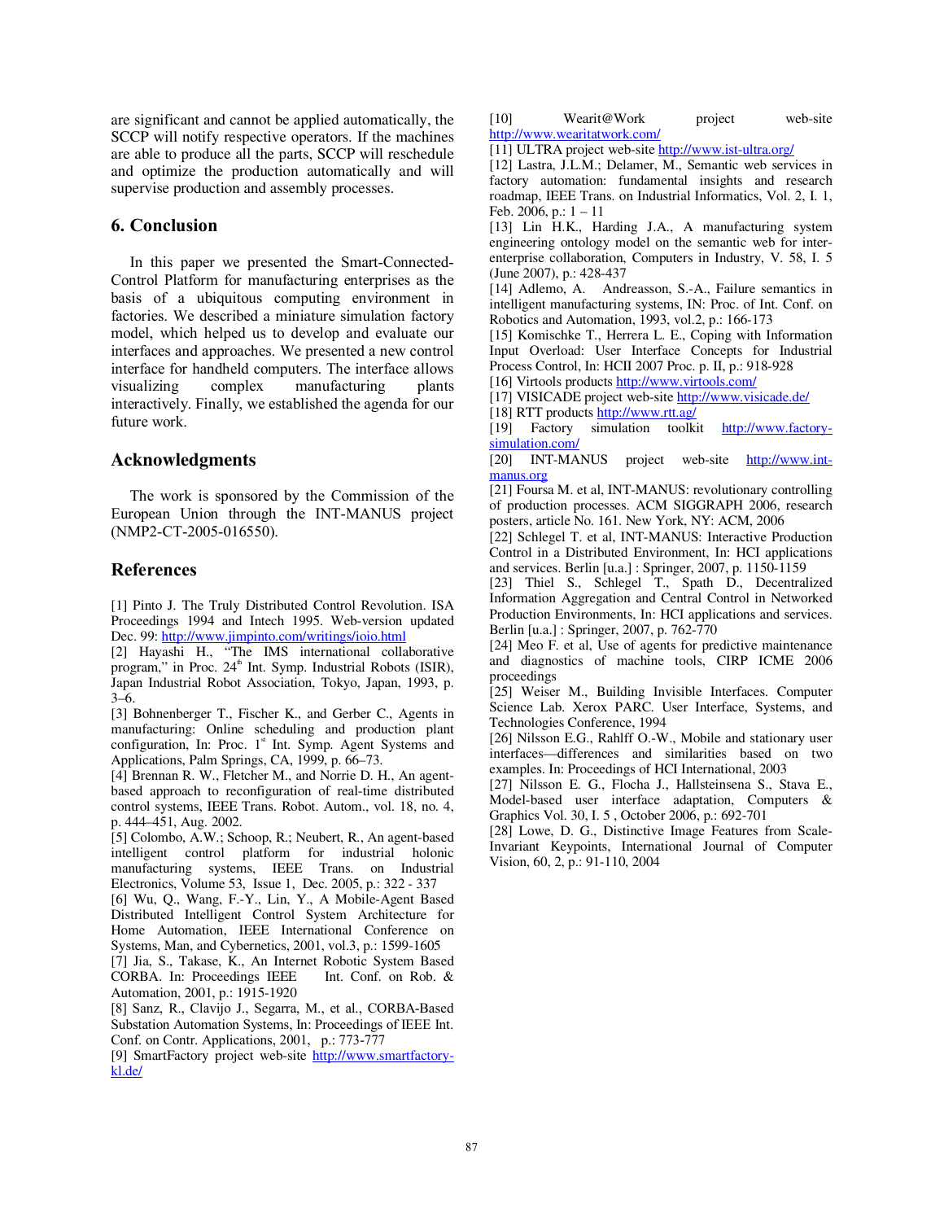are significant and cannot be applied automatically, the SCCP will notify respective operators. If the machines are able to produce all the parts, SCCP will reschedule and optimize the production automatically and will supervise production and assembly processes.

## 6. Conclusion

In this paper we presented the Smart-Connected-Control Platform for manufacturing enterprises as the basis of a ubiquitous computing environment in factories. We described a miniature simulation factory model, which helped us to develop and evaluate our interfaces and approaches. We presented a new control interface for handheld computers. The interface allows visualizing complex manufacturing plants interactively. Finally, we established the agenda for our future work.

## Acknowledgments

The work is sponsored by the Commission of the European Union through the INT-MANUS project (NMP2-CT-2005-016550).

## References

[1] Pinto J. The Truly Distributed Control Revolution. ISA Proceedings 1994 and Intech 1995. Web-version updated Dec. 99: http://www.jimpinto.com/writings/ioio.html

[2] Hayashi H., "The IMS international collaborative program," in Proc. 24th Int. Symp. Industrial Robots (ISIR), Japan Industrial Robot Association, Tokyo, Japan, 1993, p. 3–6.

[3] Bohnenberger T., Fischer K., and Gerber C., Agents in manufacturing: Online scheduling and production plant configuration, In: Proc. 1st Int. Symp. Agent Systems and Applications, Palm Springs, CA, 1999, p. 66–73.

[4] Brennan R. W., Fletcher M., and Norrie D. H., An agent-based approach to reconfiguration of real-time distributed control systems, IEEE Trans. Robot. Autom., vol. 18, no. 4, p. 444–451, Aug. 2002.

[5] Colombo, A.W.; Schoop, R.; Neubert, R., An agent-based intelligent control platform for industrial holonic manufacturing systems, IEEE Trans. on Industrial Electronics, Volume 53, Issue 1, Dec. 2005, p.: 322 - 337

[6] Wu, Q., Wang, F.-Y., Lin, Y., A Mobile-Agent Based Distributed Intelligent Control System Architecture for Home Automation, IEEE International Conference on Systems, Man, and Cybernetics, 2001, vol.3, p.: 1599-1605

[7] Jia, S., Takase, K., An Internet Robotic System Based CORBA. In: Proceedings IEEE Int. Conf. on Rob. & Automation, 2001, p.: 1915-1920

[8] Sanz, R., Clavijo J., Segarra, M., et al., CORBA-Based Substation Automation Systems, In: Proceedings of IEEE Int. Conf. on Contr. Applications, 2001, p.: 773-777

[9] SmartFactory project web-site http://www.smartfactory-kl.de/

[10] Wearit@Work project web-site http://www.wearitatwork.com/

[11] ULTRA project web-site http://www.ist-ultra.org/

[12] Lastra, J.L.M.; Delamer, M., Semantic web services in factory automation: fundamental insights and research roadmap, IEEE Trans. on Industrial Informatics, Vol. 2, I. 1, Feb. 2006, p.: 1 – 11

[13] Lin H.K., Harding J.A., A manufacturing system engineering ontology model on the semantic web for inter-enterprise collaboration, Computers in Industry, V. 58, I. 5 (June 2007), p.: 428-437

[14] Adlemo, A. Andreasson, S.-A., Failure semantics in intelligent manufacturing systems, IN: Proc. of Int. Conf. on Robotics and Automation, 1993, vol.2, p.: 166-173

[15] Komischke T., Herrera L. E., Coping with Information Input Overload: User Interface Concepts for Industrial Process Control, In: HCII 2007 Proc. p. II, p.: 918-928

[16] Virtools products http://www.virtools.com/

[17] VISICADE project web-site http://www.visicade.de/

[18] RTT products http://www.rtt.ag/

[19] Factory simulation toolkit http://www.factory-simulation.com/

[20] INT-MANUS project web-site http://www.int-manus.org

[21] Foursa M. et al, INT-MANUS: revolutionary controlling of production processes. ACM SIGGRAPH 2006, research posters, article No. 161. New York, NY: ACM, 2006

[22] Schlegel T. et al, INT-MANUS: Interactive Production Control in a Distributed Environment, In: HCI applications and services. Berlin [u.a.] : Springer, 2007, p. 1150-1159

[23] Thiel S., Schlegel T., Spath D., Decentralized Information Aggregation and Central Control in Networked Production Environments, In: HCI applications and services. Berlin [u.a.] : Springer, 2007, p. 762-770

[24] Meo F. et al, Use of agents for predictive maintenance and diagnostics of machine tools, CIRP ICME 2006 proceedings

[25] Weiser M., Building Invisible Interfaces. Computer Science Lab. Xerox PARC. User Interface, Systems, and Technologies Conference, 1994

[26] Nilsson E.G., Rahlff O.-W., Mobile and stationary user interfaces—differences and similarities based on two examples. In: Proceedings of HCI International, 2003

[27] Nilsson E. G., Flocha J., Hallsteinsena S., Stava E., Model-based user interface adaptation, Computers & Graphics Vol. 30, I. 5 , October 2006, p.: 692-701

[28] Lowe, D. G., Distinctive Image Features from Scale-Invariant Keypoints, International Journal of Computer Vision, 60, 2, p.: 91-110, 2004